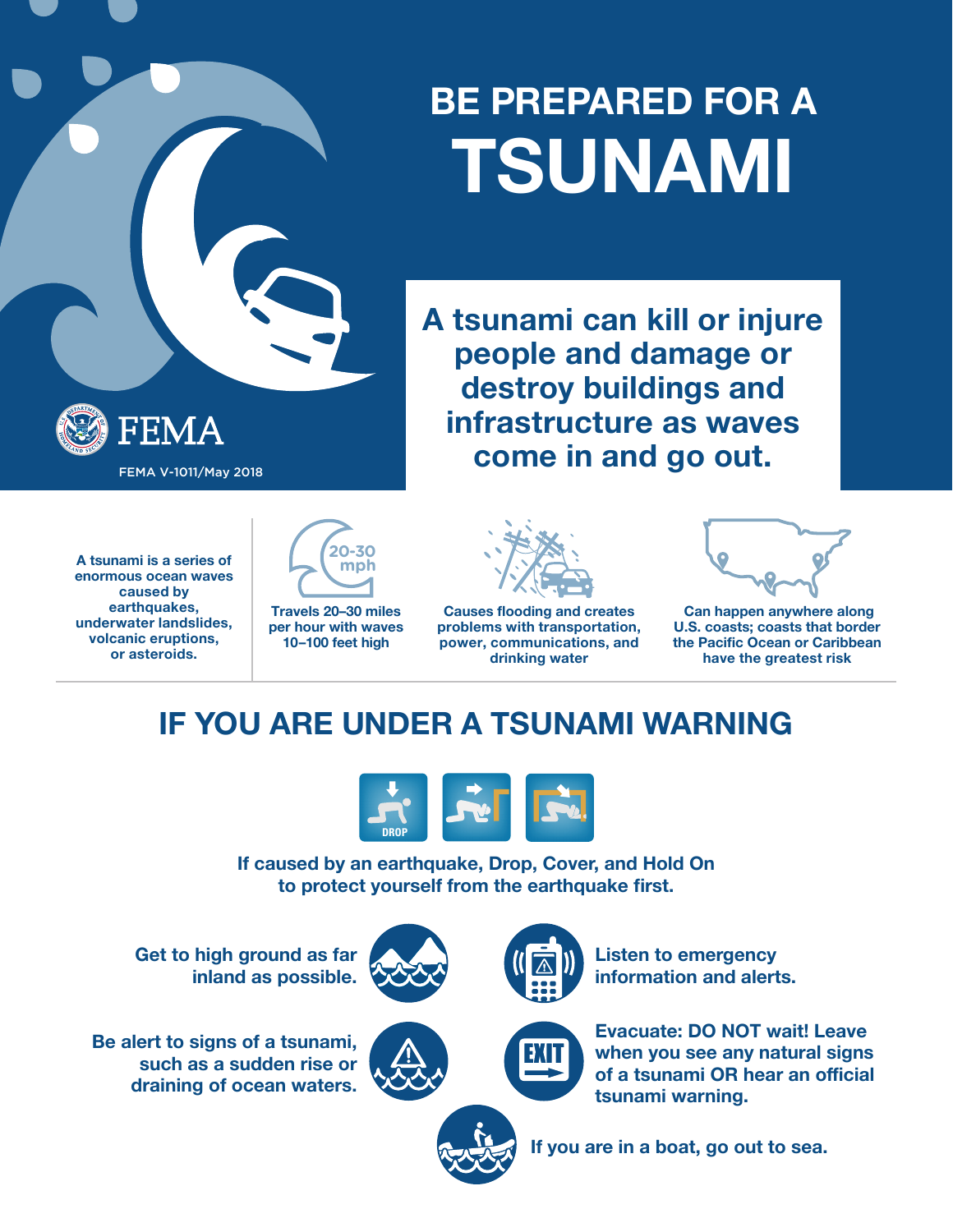# BE PREPARED FOR A TSUNAMI

FEMA

FEMA V-1011/May 2018

**A tsunami can kill or injure people and damage or destroy buildings and infrastructure as waves come in and go out.**

**A tsunami is a series of enormous ocean waves caused by earthquakes, underwater landslides, volcanic eruptions, or asteroids.**

20-30 mph

**Travels 20–30 miles per hour with waves 10–100 feet high**

**Causes flooding and creates problems with transportation, power, communications, and drinking water**

**Can happen anywhere along U.S. coasts; coasts that border the Pacific Ocean or Caribbean have the greatest risk**

## IF YOU ARE UNDER A TSUNAMI WARNING

DROP

**If caused by an earthquake, Drop, Cover, and Hold On to protect yourself from the earthquake first.**

**Get to high ground as far inland as possible.**

**Listen to emergency information and alerts.**

**Be alert to signs of a tsunami, such as a sudden rise or draining of ocean waters.**

**Evacuate: DO NOT wait! Leave when you see any natural signs of a tsunami OR hear an official tsunami warning.**

**If you are in a boat, go out to sea.**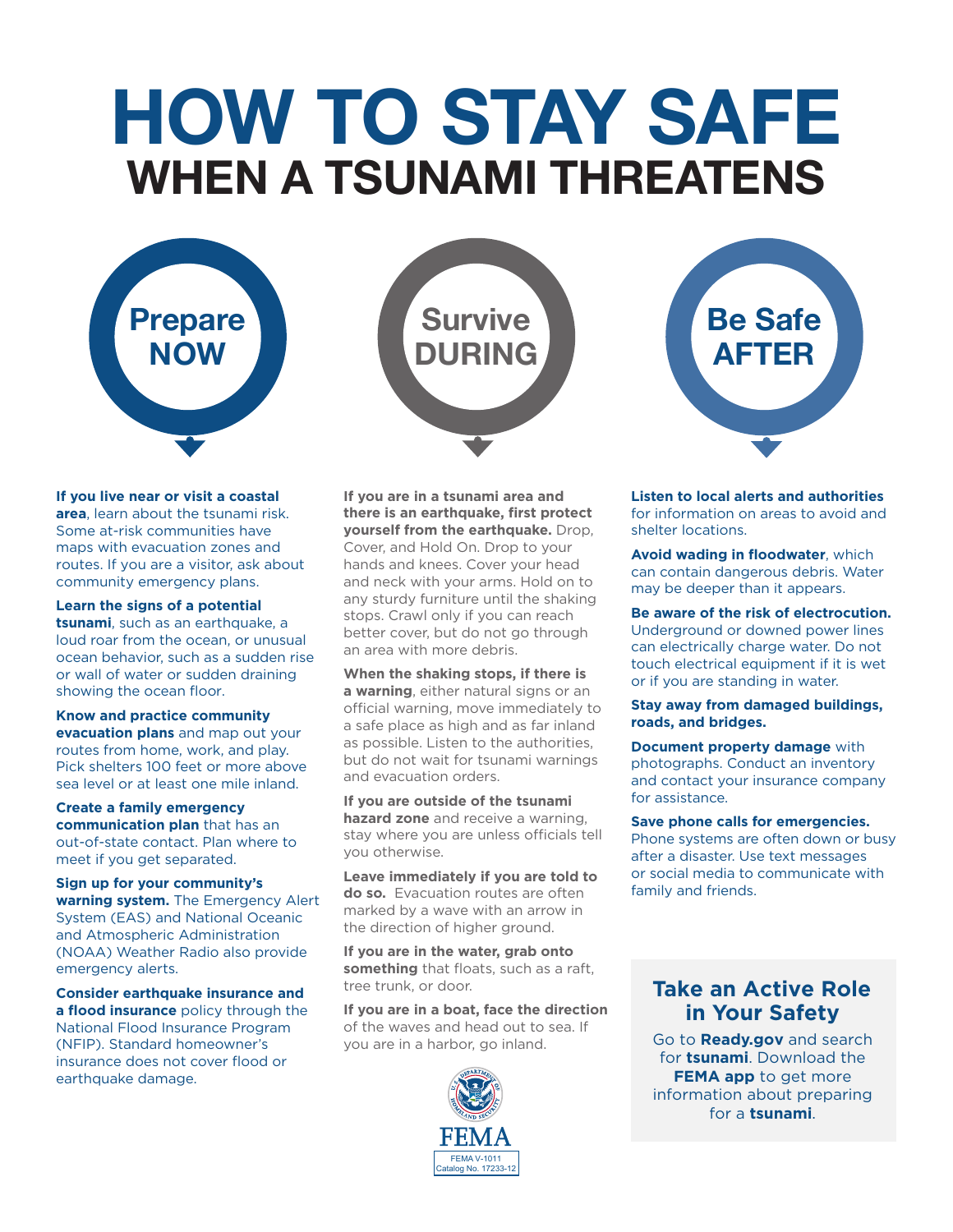# HOW TO STAY SAFE

## WHEN A TSUNAMI THREATENS

## Prepare NOW

**If you live near or visit a coastal area**, learn about the tsunami risk. Some at-risk communities have maps with evacuation zones and routes. If you are a visitor, ask about community emergency plans.

**Learn the signs of a potential tsunami**, such as an earthquake, a loud roar from the ocean, or unusual ocean behavior, such as a sudden rise or wall of water or sudden draining showing the ocean floor.

**Know and practice community evacuation plans** and map out your routes from home, work, and play. Pick shelters 100 feet or more above sea level or at least one mile inland.

**Create a family emergency communication plan** that has an out-of-state contact. Plan where to meet if you get separated.

**Sign up for your community's warning system.** The Emergency Alert System (EAS) and National Oceanic and Atmospheric Administration (NOAA) Weather Radio also provide emergency alerts.

**Consider earthquake insurance and a flood insurance** policy through the National Flood Insurance Program (NFIP). Standard homeowner's insurance does not cover flood or earthquake damage.

## Survive DURING

**If you are in a tsunami area and there is an earthquake, first protect yourself from the earthquake.** Drop, Cover, and Hold On. Drop to your hands and knees. Cover your head and neck with your arms. Hold on to any sturdy furniture until the shaking stops. Crawl only if you can reach better cover, but do not go through an area with more debris.

**When the shaking stops, if there is a warning**, either natural signs or an official warning, move immediately to a safe place as high and as far inland as possible. Listen to the authorities, but do not wait for tsunami warnings and evacuation orders.

**If you are outside of the tsunami hazard zone** and receive a warning, stay where you are unless officials tell you otherwise.

**Leave immediately if you are told to do so.** Evacuation routes are often marked by a wave with an arrow in the direction of higher ground.

**If you are in the water, grab onto something** that floats, such as a raft, tree trunk, or door.

**If you are in a boat, face the direction** of the waves and head out to sea. If you are in a harbor, go inland.

## Be Safe AFTER

**Listen to local alerts and authorities** for information on areas to avoid and shelter locations.

**Avoid wading in floodwater**, which can contain dangerous debris. Water may be deeper than it appears.

**Be aware of the risk of electrocution.** Underground or downed power lines can electrically charge water. Do not touch electrical equipment if it is wet or if you are standing in water.

**Stay away from damaged buildings, roads, and bridges.**

**Document property damage** with photographs. Conduct an inventory and contact your insurance company for assistance.

**Save phone calls for emergencies.** Phone systems are often down or busy after a disaster. Use text messages or social media to communicate with family and friends.

### Take an Active Role in Your Safety

Go to **Ready.gov** and search for **tsunami**. Download the **FEMA app** to get more information about preparing for a **tsunami**.

FEMA

FEMA V-1011
Catalog No. 17233-12